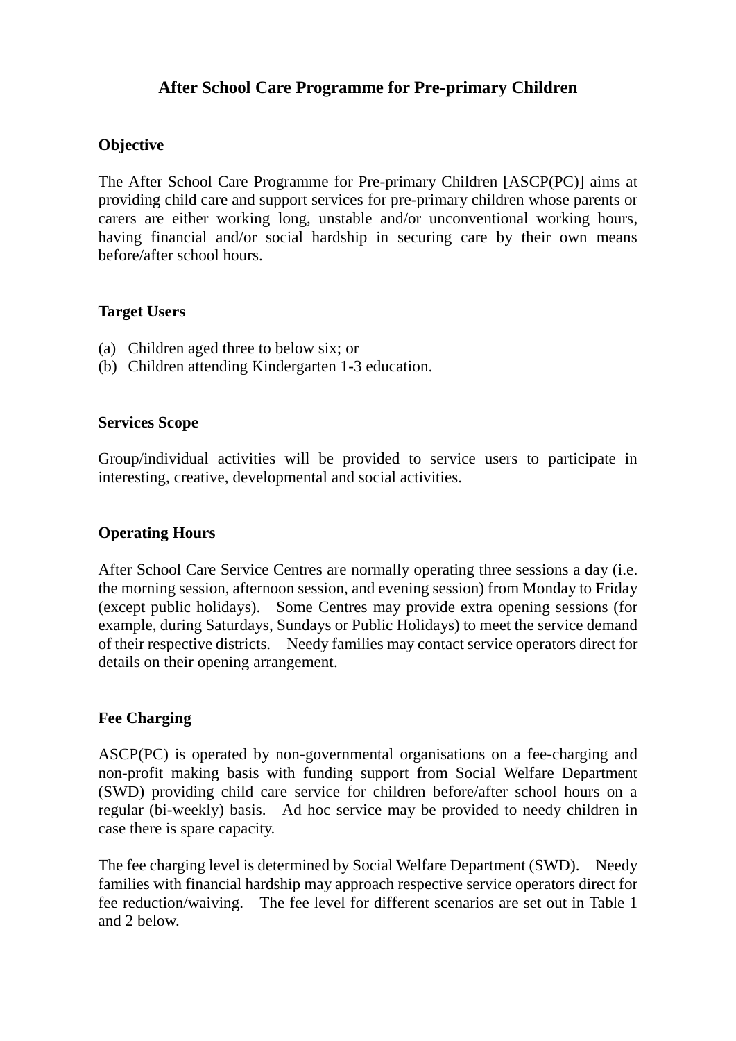# After School Care Programme for Pre-primary Children

## Objective

The After School Care Programme for Pre-primary Children [ASCP(PC)] aims at providing child care and support services for pre-primary children whose parents or carers are either working long, unstable and/or unconventional working hours, having financial and/or social hardship in securing care by their own means before/after school hours.

## Target Users

(a) Children aged three to below six; or
(b) Children attending Kindergarten 1-3 education.

## Services Scope

Group/individual activities will be provided to service users to participate in interesting, creative, developmental and social activities.

## Operating Hours

After School Care Service Centres are normally operating three sessions a day (i.e. the morning session, afternoon session, and evening session) from Monday to Friday (except public holidays). Some Centres may provide extra opening sessions (for example, during Saturdays, Sundays or Public Holidays) to meet the service demand of their respective districts. Needy families may contact service operators direct for details on their opening arrangement.

## Fee Charging

ASCP(PC) is operated by non-governmental organisations on a fee-charging and non-profit making basis with funding support from Social Welfare Department (SWD) providing child care service for children before/after school hours on a regular (bi-weekly) basis. Ad hoc service may be provided to needy children in case there is spare capacity.

The fee charging level is determined by Social Welfare Department (SWD). Needy families with financial hardship may approach respective service operators direct for fee reduction/waiving. The fee level for different scenarios are set out in Table 1 and 2 below.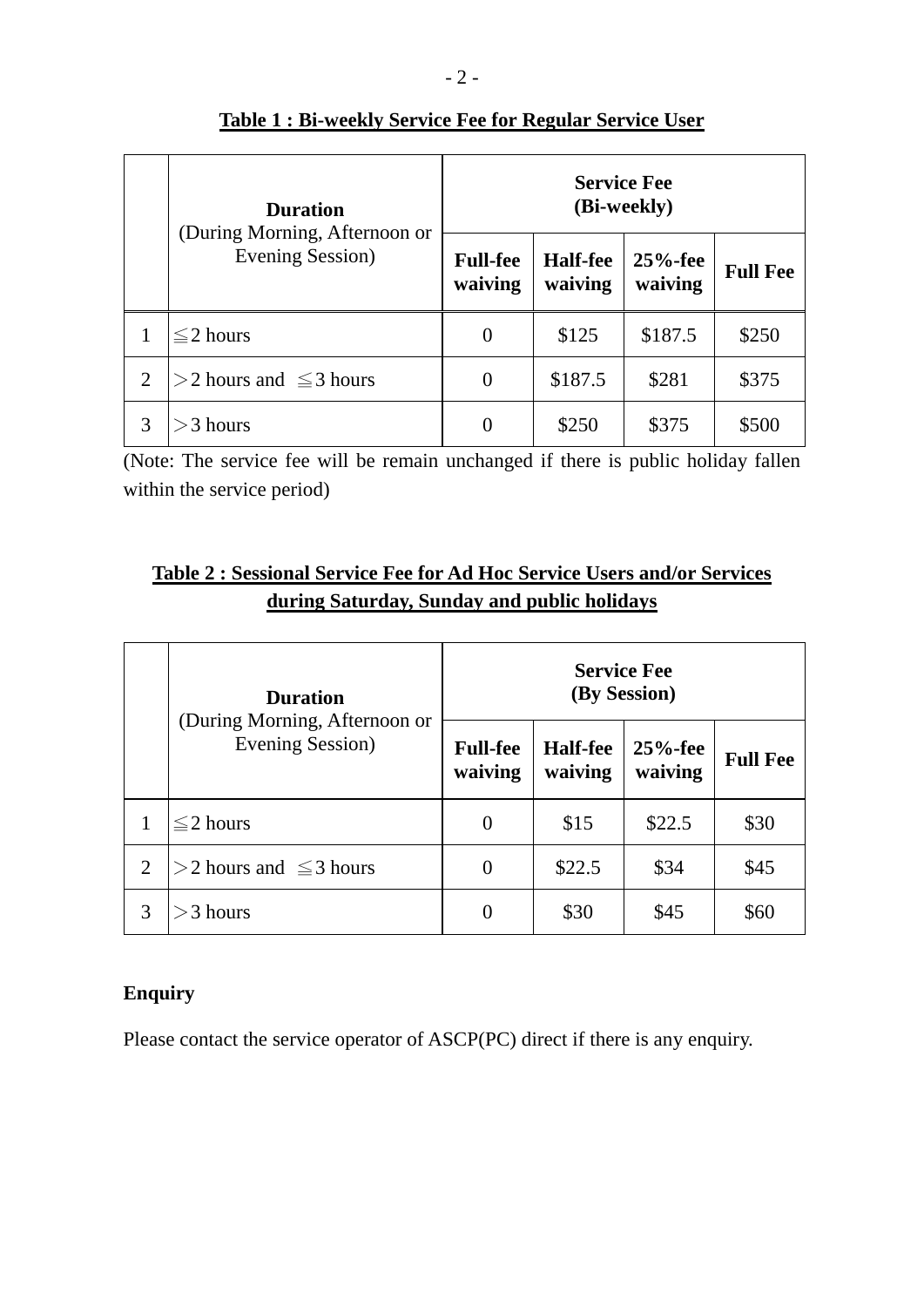**Table 1 : Bi-weekly Service Fee for Regular Service User**

| | **Duration** (During Morning, Afternoon or Evening Session) | **Service Fee (Bi-weekly)** | | | |
|---|---|---|---|---|---|
| | | **Full-fee waiving** | **Half-fee waiving** | **25%-fee waiving** | **Full Fee** |
| 1 | ≦2 hours | 0 | $125 | $187.5 | $250 |
| 2 | ＞2 hours and ≦3 hours | 0 | $187.5 | $281 | $375 |
| 3 | ＞3 hours | 0 | $250 | $375 | $500 |

(Note: The service fee will be remain unchanged if there is public holiday fallen within the service period)

**Table 2 : Sessional Service Fee for Ad Hoc Service Users and/or Services during Saturday, Sunday and public holidays**

| | **Duration** (During Morning, Afternoon or Evening Session) | **Service Fee (By Session)** | | | |
|---|---|---|---|---|---|
| | | **Full-fee waiving** | **Half-fee waiving** | **25%-fee waiving** | **Full Fee** |
| 1 | ≦2 hours | 0 | $15 | $22.5 | $30 |
| 2 | ＞2 hours and ≦3 hours | 0 | $22.5 | $34 | $45 |
| 3 | ＞3 hours | 0 | $30 | $45 | $60 |

**Enquiry**

Please contact the service operator of ASCP(PC) direct if there is any enquiry.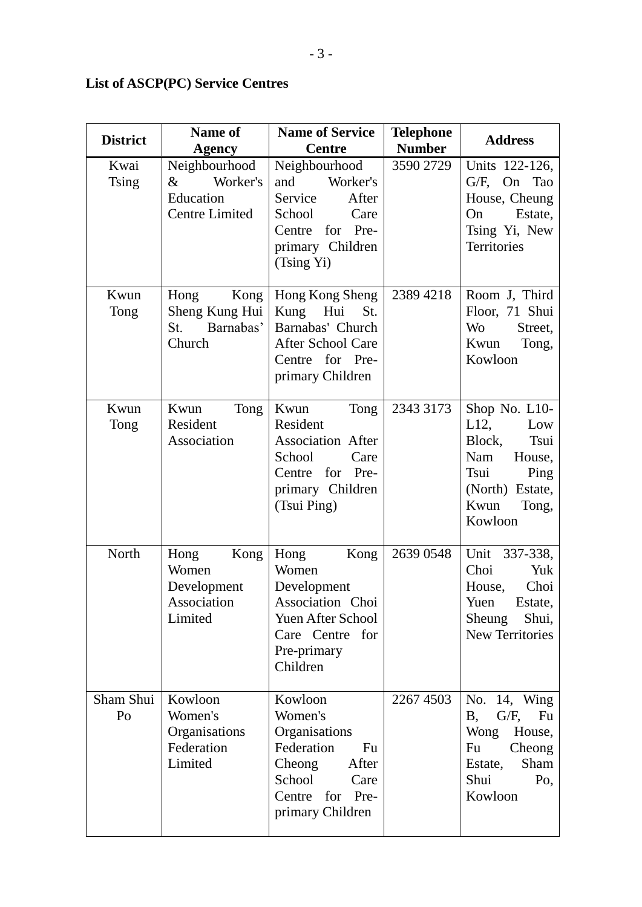**List of ASCP(PC) Service Centres**

| District | Name of Agency | Name of Service Centre | Telephone Number | Address |
|---|---|---|---|---|
| Kwai Tsing | Neighbourhood & Worker's Education Centre Limited | Neighbourhood and Worker's Service After School Care Centre for Pre-primary Children (Tsing Yi) | 3590 2729 | Units 122-126, G/F, On Tao House, Cheung On Estate, Tsing Yi, New Territories |
| Kwun Tong | Hong Kong Sheng Kung Hui St. Barnabas' Church | Hong Kong Sheng Kung Hui St. Barnabas' Church After School Care Centre for Pre-primary Children | 2389 4218 | Room J, Third Floor, 71 Shui Wo Street, Kwun Tong, Kowloon |
| Kwun Tong | Kwun Tong Resident Association | Kwun Tong Resident Association After School Care Centre for Pre-primary Children (Tsui Ping) | 2343 3173 | Shop No. L10-L12, Low Block, Tsui Nam House, Tsui Ping (North) Estate, Kwun Tong, Kowloon |
| North | Hong Kong Women Development Association Limited | Hong Kong Women Development Association Choi Yuen After School Care Centre for Pre-primary Children | 2639 0548 | Unit 337-338, Choi Yuk House, Choi Yuen Estate, Sheung Shui, New Territories |
| Sham Shui Po | Kowloon Women's Organisations Federation Limited | Kowloon Women's Organisations Federation Fu Cheong After School Care Centre for Pre-primary Children | 2267 4503 | No. 14, Wing B, G/F, Fu Wong House, Fu Cheong Estate, Sham Shui Po, Kowloon |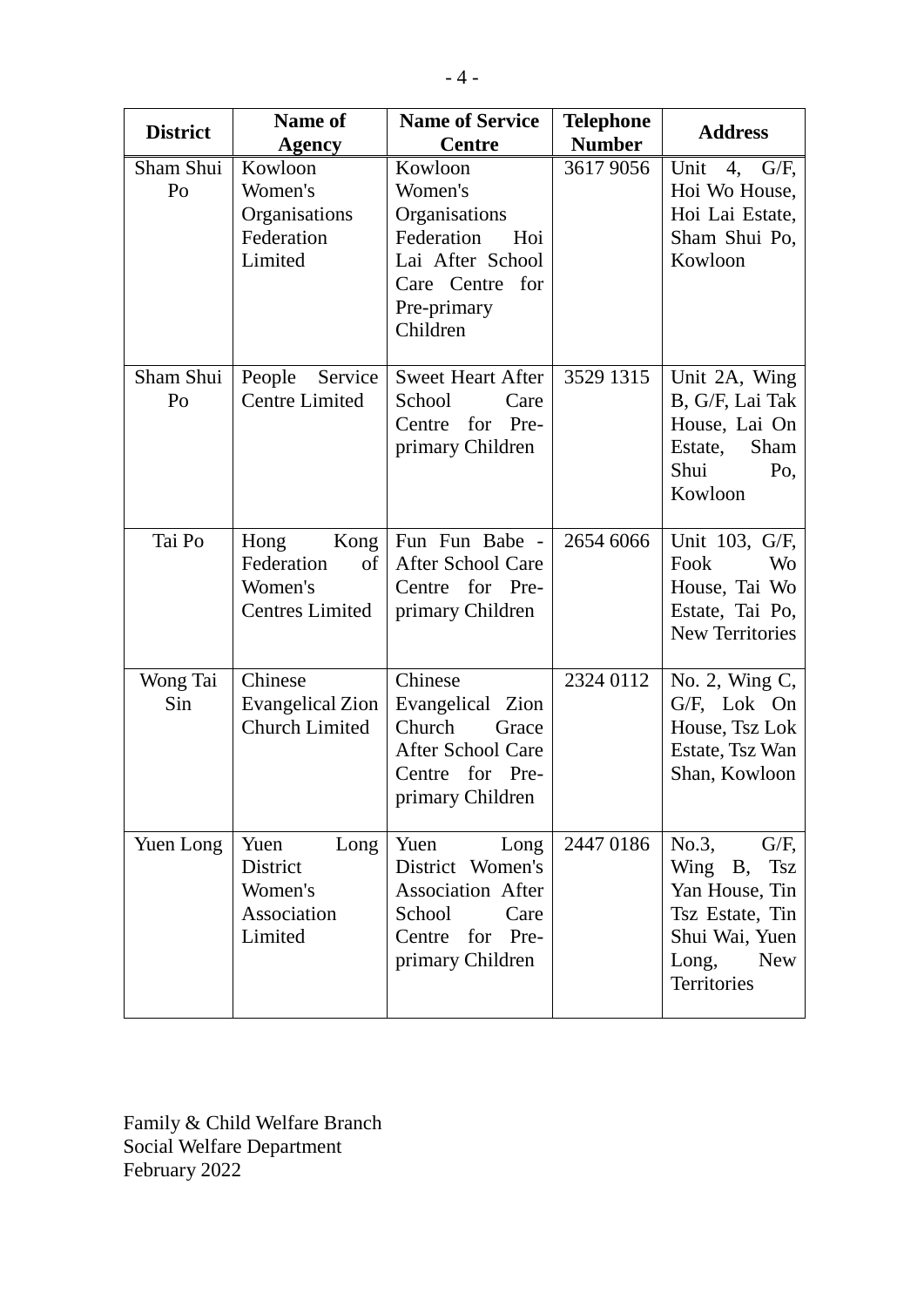| District | Name of Agency | Name of Service Centre | Telephone Number | Address |
|---|---|---|---|---|
| Sham Shui Po | Kowloon Women's Organisations Federation Limited | Kowloon Women's Organisations Federation Hoi Lai After School Care Centre for Pre-primary Children | 3617 9056 | Unit 4, G/F, Hoi Wo House, Hoi Lai Estate, Sham Shui Po, Kowloon |
| Sham Shui Po | People Service Centre Limited | Sweet Heart After School Care Centre for Pre-primary Children | 3529 1315 | Unit 2A, Wing B, G/F, Lai Tak House, Lai On Estate, Sham Shui Po, Kowloon |
| Tai Po | Hong Kong Federation of Women's Centres Limited | Fun Fun Babe - After School Care Centre for Pre-primary Children | 2654 6066 | Unit 103, G/F, Fook Wo House, Tai Wo Estate, Tai Po, New Territories |
| Wong Tai Sin | Chinese Evangelical Zion Church Limited | Chinese Evangelical Zion Church Grace After School Care Centre for Pre-primary Children | 2324 0112 | No. 2, Wing C, G/F, Lok On House, Tsz Lok Estate, Tsz Wan Shan, Kowloon |
| Yuen Long | Yuen Long District Women's Association Limited | Yuen Long District Women's Association After School Care Centre for Pre-primary Children | 2447 0186 | No.3, G/F, Wing B, Tsz Yan House, Tin Tsz Estate, Tin Shui Wai, Yuen Long, New Territories |

Family & Child Welfare Branch
Social Welfare Department
February 2022